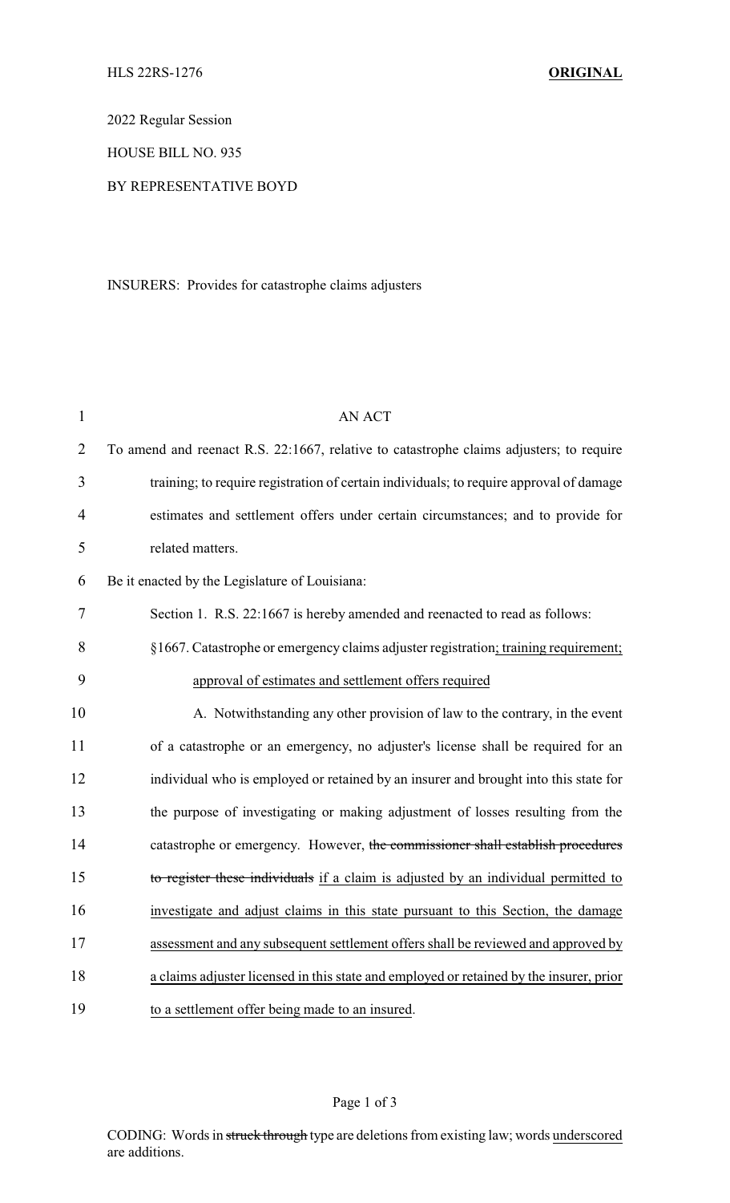HLS 22RS-1276 **ORIGINAL**

2022 Regular Session

HOUSE BILL NO. 935

BY REPRESENTATIVE BOYD

INSURERS: Provides for catastrophe claims adjusters

AN ACT

To amend and reenact R.S. 22:1667, relative to catastrophe claims adjusters; to require training; to require registration of certain individuals; to require approval of damage estimates and settlement offers under certain circumstances; and to provide for related matters.

Be it enacted by the Legislature of Louisiana:

Section 1. R.S. 22:1667 is hereby amended and reenacted to read as follows:

§1667. Catastrophe or emergency claims adjuster registration<u>; training requirement; approval of estimates and settlement offers required</u>

A. Notwithstanding any other provision of law to the contrary, in the event of a catastrophe or an emergency, no adjuster's license shall be required for an individual who is employed or retained by an insurer and brought into this state for the purpose of investigating or making adjustment of losses resulting from the catastrophe or emergency. However, ~~the commissioner shall establish procedures to register these individuals~~ <u>if a claim is adjusted by an individual permitted to investigate and adjust claims in this state pursuant to this Section, the damage assessment and any subsequent settlement offers shall be reviewed and approved by a claims adjuster licensed in this state and employed or retained by the insurer, prior to a settlement offer being made to an insured</u>.

CODING: Words in ~~struck through~~ type are deletions from existing law; words <u>underscored</u> are additions.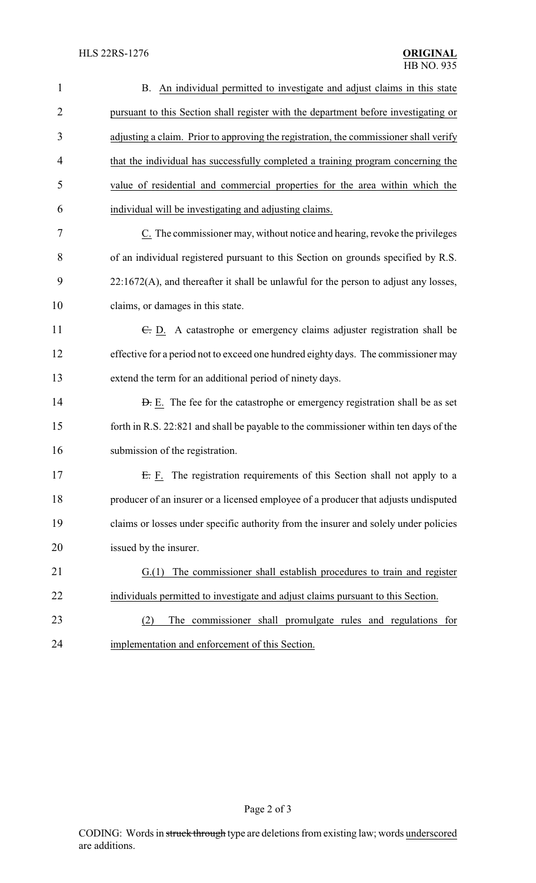B. An individual permitted to investigate and adjust claims in this state pursuant to this Section shall register with the department before investigating or adjusting a claim. Prior to approving the registration, the commissioner shall verify that the individual has successfully completed a training program concerning the value of residential and commercial properties for the area within which the individual will be investigating and adjusting claims.

C. The commissioner may, without notice and hearing, revoke the privileges of an individual registered pursuant to this Section on grounds specified by R.S. 22:1672(A), and thereafter it shall be unlawful for the person to adjust any losses, claims, or damages in this state.

~~C.~~ D. A catastrophe or emergency claims adjuster registration shall be effective for a period not to exceed one hundred eighty days. The commissioner may extend the term for an additional period of ninety days.

~~D.~~ E. The fee for the catastrophe or emergency registration shall be as set forth in R.S. 22:821 and shall be payable to the commissioner within ten days of the submission of the registration.

~~E.~~ F. The registration requirements of this Section shall not apply to a producer of an insurer or a licensed employee of a producer that adjusts undisputed claims or losses under specific authority from the insurer and solely under policies issued by the insurer.

G.(1) The commissioner shall establish procedures to train and register individuals permitted to investigate and adjust claims pursuant to this Section.

(2) The commissioner shall promulgate rules and regulations for implementation and enforcement of this Section.

CODING: Words in ~~struck through~~ type are deletions from existing law; words underscored are additions.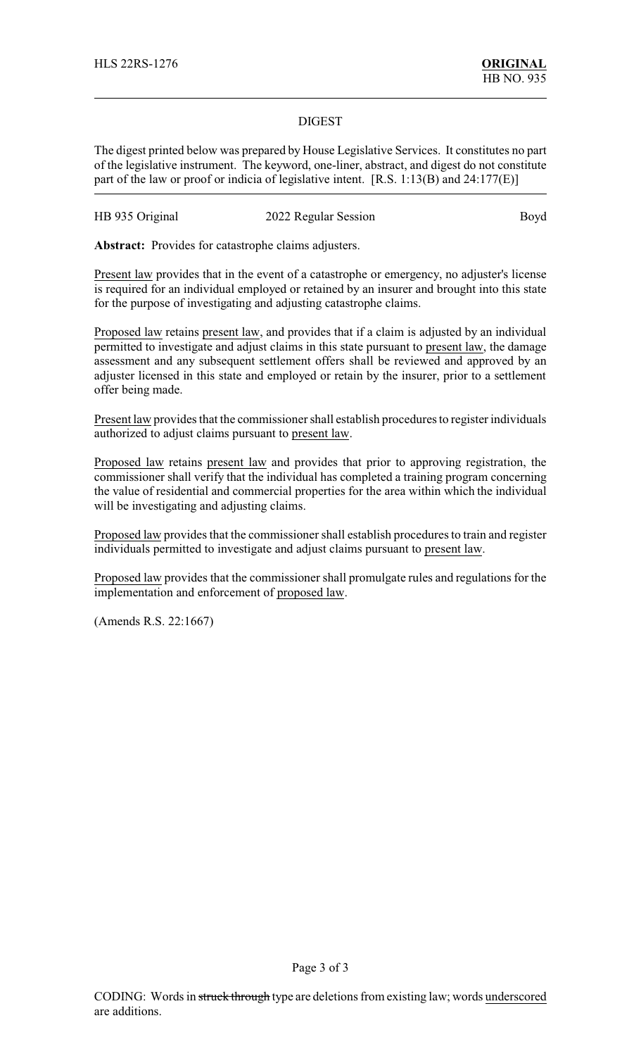HLS 22RS-1276 **ORIGINAL**
HB NO. 935

DIGEST

The digest printed below was prepared by House Legislative Services. It constitutes no part of the legislative instrument. The keyword, one-liner, abstract, and digest do not constitute part of the law or proof or indicia of legislative intent. [R.S. 1:13(B) and 24:177(E)]

HB 935 Original 2022 Regular Session Boyd

**Abstract:** Provides for catastrophe claims adjusters.

Present law provides that in the event of a catastrophe or emergency, no adjuster's license is required for an individual employed or retained by an insurer and brought into this state for the purpose of investigating and adjusting catastrophe claims.

Proposed law retains present law, and provides that if a claim is adjusted by an individual permitted to investigate and adjust claims in this state pursuant to present law, the damage assessment and any subsequent settlement offers shall be reviewed and approved by an adjuster licensed in this state and employed or retain by the insurer, prior to a settlement offer being made.

Present law provides that the commissioner shall establish procedures to register individuals authorized to adjust claims pursuant to present law.

Proposed law retains present law and provides that prior to approving registration, the commissioner shall verify that the individual has completed a training program concerning the value of residential and commercial properties for the area within which the individual will be investigating and adjusting claims.

Proposed law provides that the commissioner shall establish procedures to train and register individuals permitted to investigate and adjust claims pursuant to present law.

Proposed law provides that the commissioner shall promulgate rules and regulations for the implementation and enforcement of proposed law.

(Amends R.S. 22:1667)

CODING: Words in ~~struck through~~ type are deletions from existing law; words underscored are additions.